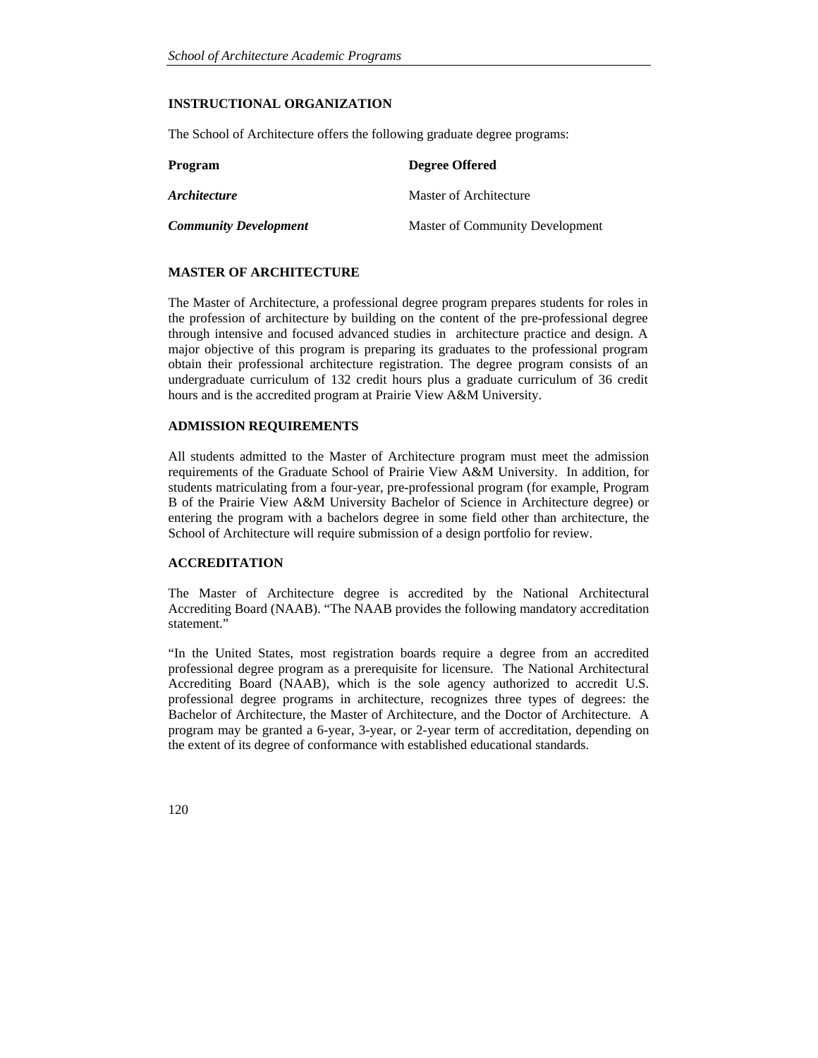## INSTRUCTIONAL ORGANIZATION

The School of Architecture offers the following graduate degree programs:

| Program | Degree Offered |
|---|---|
| ***Architecture*** | Master of Architecture |
| ***Community Development*** | Master of Community Development |

## MASTER OF ARCHITECTURE

The Master of Architecture, a professional degree program prepares students for roles in the profession of architecture by building on the content of the pre-professional degree through intensive and focused advanced studies in architecture practice and design. A major objective of this program is preparing its graduates to the professional program obtain their professional architecture registration. The degree program consists of an undergraduate curriculum of 132 credit hours plus a graduate curriculum of 36 credit hours and is the accredited program at Prairie View A&M University.

## ADMISSION REQUIREMENTS

All students admitted to the Master of Architecture program must meet the admission requirements of the Graduate School of Prairie View A&M University. In addition, for students matriculating from a four-year, pre-professional program (for example, Program B of the Prairie View A&M University Bachelor of Science in Architecture degree) or entering the program with a bachelors degree in some field other than architecture, the School of Architecture will require submission of a design portfolio for review.

## ACCREDITATION

The Master of Architecture degree is accredited by the National Architectural Accrediting Board (NAAB). "The NAAB provides the following mandatory accreditation statement."

"In the United States, most registration boards require a degree from an accredited professional degree program as a prerequisite for licensure. The National Architectural Accrediting Board (NAAB), which is the sole agency authorized to accredit U.S. professional degree programs in architecture, recognizes three types of degrees: the Bachelor of Architecture, the Master of Architecture, and the Doctor of Architecture. A program may be granted a 6-year, 3-year, or 2-year term of accreditation, depending on the extent of its degree of conformance with established educational standards.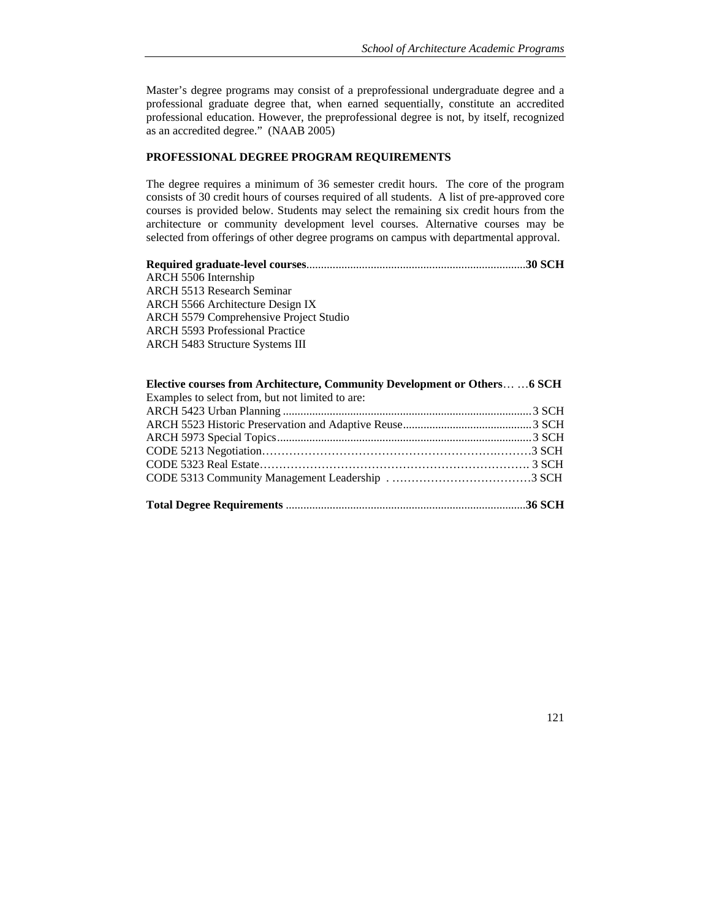Master's degree programs may consist of a preprofessional undergraduate degree and a professional graduate degree that, when earned sequentially, constitute an accredited professional education. However, the preprofessional degree is not, by itself, recognized as an accredited degree." (NAAB 2005)

## PROFESSIONAL DEGREE PROGRAM REQUIREMENTS

The degree requires a minimum of 36 semester credit hours. The core of the program consists of 30 credit hours of courses required of all students. A list of pre-approved core courses is provided below. Students may select the remaining six credit hours from the architecture or community development level courses. Alternative courses may be selected from offerings of other degree programs on campus with departmental approval.

**Required graduate-level courses**..........................................................................**30 SCH**

ARCH 5506 Internship
ARCH 5513 Research Seminar
ARCH 5566 Architecture Design IX
ARCH 5579 Comprehensive Project Studio
ARCH 5593 Professional Practice
ARCH 5483 Structure Systems III

**Elective courses from Architecture, Community Development or Others**… …**6 SCH**

Examples to select from, but not limited to are:

ARCH 5423 Urban Planning ....................................................................................3 SCH
ARCH 5523 Historic Preservation and Adaptive Reuse............................................3 SCH
ARCH 5973 Special Topics......................................................................................3 SCH
CODE 5213 Negotiation……………………………………………………………3 SCH
CODE 5323 Real Estate……………………………………………………………. 3 SCH
CODE 5313 Community Management Leadership . ………………………………3 SCH

**Total Degree Requirements** .................................................................................**36 SCH**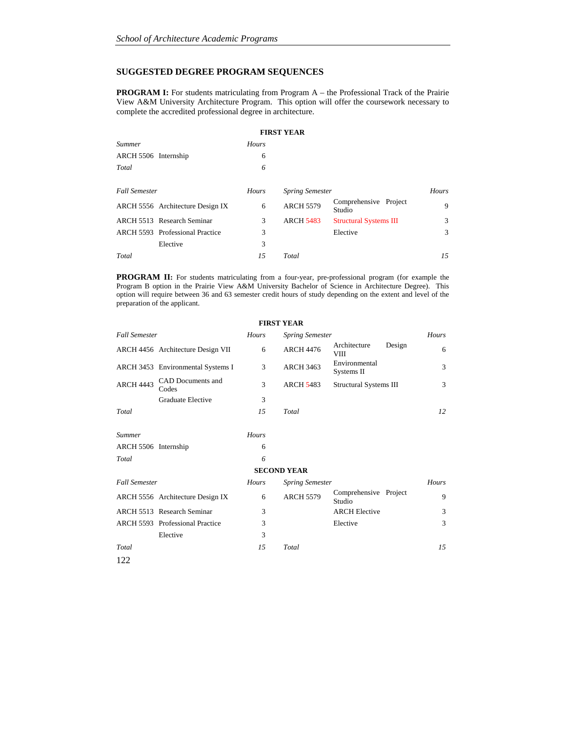## SUGGESTED DEGREE PROGRAM SEQUENCES

**PROGRAM I:** For students matriculating from Program A – the Professional Track of the Prairie View A&M University Architecture Program. This option will offer the coursework necessary to complete the accredited professional degree in architecture.

**FIRST YEAR**

| *Summer* | | *Hours* |
|---|---|---|
| ARCH 5506 | Internship | 6 |
| *Total* | | *6* |

| *Fall Semester* | | *Hours* | *Spring Semester* | | *Hours* |
|---|---|---|---|---|---|
| ARCH 5556 | Architecture Design IX | 6 | ARCH 5579 | Comprehensive Project Studio | 9 |
| ARCH 5513 | Research Seminar | 3 | ARCH 5483 | Structural Systems III | 3 |
| ARCH 5593 | Professional Practice | 3 | | Elective | 3 |
| | Elective | 3 | | | |
| *Total* | | *15* | *Total* | | *15* |

**PROGRAM II:** For students matriculating from a four-year, pre-professional program (for example the Program B option in the Prairie View A&M University Bachelor of Science in Architecture Degree). This option will require between 36 and 63 semester credit hours of study depending on the extent and level of the preparation of the applicant.

**FIRST YEAR**

| *Fall Semester* | | *Hours* | *Spring Semester* | | *Hours* |
|---|---|---|---|---|---|
| ARCH 4456 | Architecture Design VII | 6 | ARCH 4476 | Architecture Design VIII | 6 |
| ARCH 3453 | Environmental Systems I | 3 | ARCH 3463 | Environmental Systems II | 3 |
| ARCH 4443 | CAD Documents and Codes | 3 | ARCH 5483 | Structural Systems III | 3 |
| | Graduate Elective | 3 | | | |
| *Total* | | *15* | *Total* | | *12* |

| *Summer* | | *Hours* |
|---|---|---|
| ARCH 5506 | Internship | 6 |
| *Total* | | *6* |

**SECOND YEAR**

| *Fall Semester* | | *Hours* | *Spring Semester* | | *Hours* |
|---|---|---|---|---|---|
| ARCH 5556 | Architecture Design IX | 6 | ARCH 5579 | Comprehensive Project Studio | 9 |
| ARCH 5513 | Research Seminar | 3 | | ARCH Elective | 3 |
| ARCH 5593 | Professional Practice | 3 | | Elective | 3 |
| | Elective | 3 | | | |
| *Total* | | *15* | *Total* | | *15* |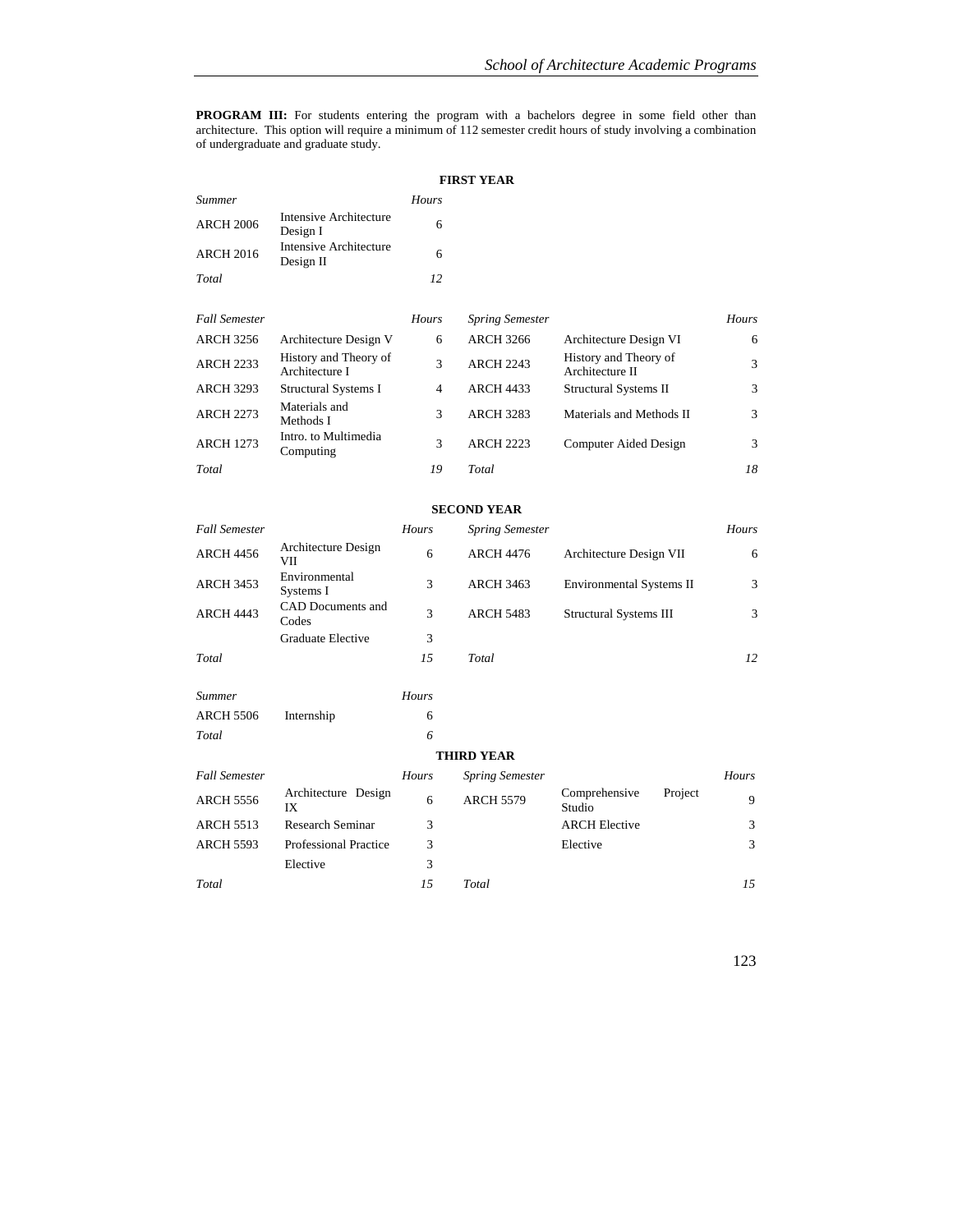**PROGRAM III:** For students entering the program with a bachelors degree in some field other than architecture. This option will require a minimum of 112 semester credit hours of study involving a combination of undergraduate and graduate study.

**FIRST YEAR**

| *Summer* | | *Hours* |
|---|---|---|
| ARCH 2006 | Intensive Architecture Design I | 6 |
| ARCH 2016 | Intensive Architecture Design II | 6 |
| *Total* | | *12* |

| *Fall Semester* | | *Hours* | *Spring Semester* | | *Hours* |
|---|---|---|---|---|---|
| ARCH 3256 | Architecture Design V | 6 | ARCH 3266 | Architecture Design VI | 6 |
| ARCH 2233 | History and Theory of Architecture I | 3 | ARCH 2243 | History and Theory of Architecture II | 3 |
| ARCH 3293 | Structural Systems I | 4 | ARCH 4433 | Structural Systems II | 3 |
| ARCH 2273 | Materials and Methods I | 3 | ARCH 3283 | Materials and Methods II | 3 |
| ARCH 1273 | Intro. to Multimedia Computing | 3 | ARCH 2223 | Computer Aided Design | 3 |
| *Total* | | *19* | *Total* | | *18* |

**SECOND YEAR**

| *Fall Semester* | | *Hours* | *Spring Semester* | | *Hours* |
|---|---|---|---|---|---|
| ARCH 4456 | Architecture Design VII | 6 | ARCH 4476 | Architecture Design VII | 6 |
| ARCH 3453 | Environmental Systems I | 3 | ARCH 3463 | Environmental Systems II | 3 |
| ARCH 4443 | CAD Documents and Codes | 3 | ARCH 5483 | Structural Systems III | 3 |
| | Graduate Elective | 3 | | | |
| *Total* | | *15* | *Total* | | *12* |

| *Summer* | | *Hours* |
|---|---|---|
| ARCH 5506 | Internship | 6 |
| *Total* | | *6* |

**THIRD YEAR**

| *Fall Semester* | | *Hours* | *Spring Semester* | | *Hours* |
|---|---|---|---|---|---|
| ARCH 5556 | Architecture Design IX | 6 | ARCH 5579 | Comprehensive Project Studio | 9 |
| ARCH 5513 | Research Seminar | 3 | | ARCH Elective | 3 |
| ARCH 5593 | Professional Practice | 3 | | Elective | 3 |
| | Elective | 3 | | | |
| *Total* | | *15* | *Total* | | *15* |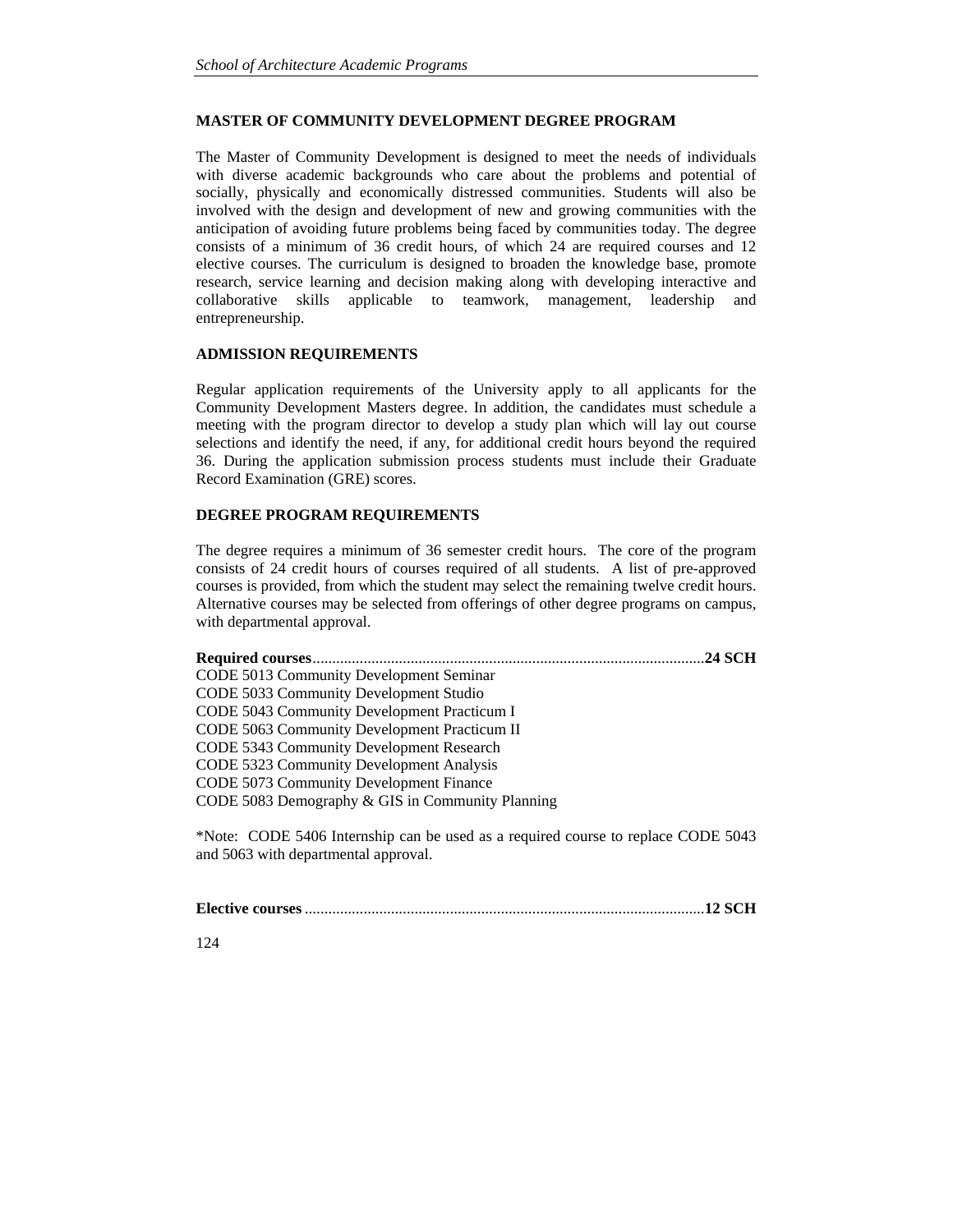## MASTER OF COMMUNITY DEVELOPMENT DEGREE PROGRAM

The Master of Community Development is designed to meet the needs of individuals with diverse academic backgrounds who care about the problems and potential of socially, physically and economically distressed communities. Students will also be involved with the design and development of new and growing communities with the anticipation of avoiding future problems being faced by communities today. The degree consists of a minimum of 36 credit hours, of which 24 are required courses and 12 elective courses. The curriculum is designed to broaden the knowledge base, promote research, service learning and decision making along with developing interactive and collaborative skills applicable to teamwork, management, leadership and entrepreneurship.

### ADMISSION REQUIREMENTS

Regular application requirements of the University apply to all applicants for the Community Development Masters degree. In addition, the candidates must schedule a meeting with the program director to develop a study plan which will lay out course selections and identify the need, if any, for additional credit hours beyond the required 36. During the application submission process students must include their Graduate Record Examination (GRE) scores.

### DEGREE PROGRAM REQUIREMENTS

The degree requires a minimum of 36 semester credit hours. The core of the program consists of 24 credit hours of courses required of all students. A list of pre-approved courses is provided, from which the student may select the remaining twelve credit hours. Alternative courses may be selected from offerings of other degree programs on campus, with departmental approval.

**Required courses**......................................................................................**24 SCH**

CODE 5013 Community Development Seminar
CODE 5033 Community Development Studio
CODE 5043 Community Development Practicum I
CODE 5063 Community Development Practicum II
CODE 5343 Community Development Research
CODE 5323 Community Development Analysis
CODE 5073 Community Development Finance
CODE 5083 Demography & GIS in Community Planning

*Note: CODE 5406 Internship can be used as a required course to replace CODE 5043 and 5063 with departmental approval.

**Elective courses**......................................................................................**12 SCH**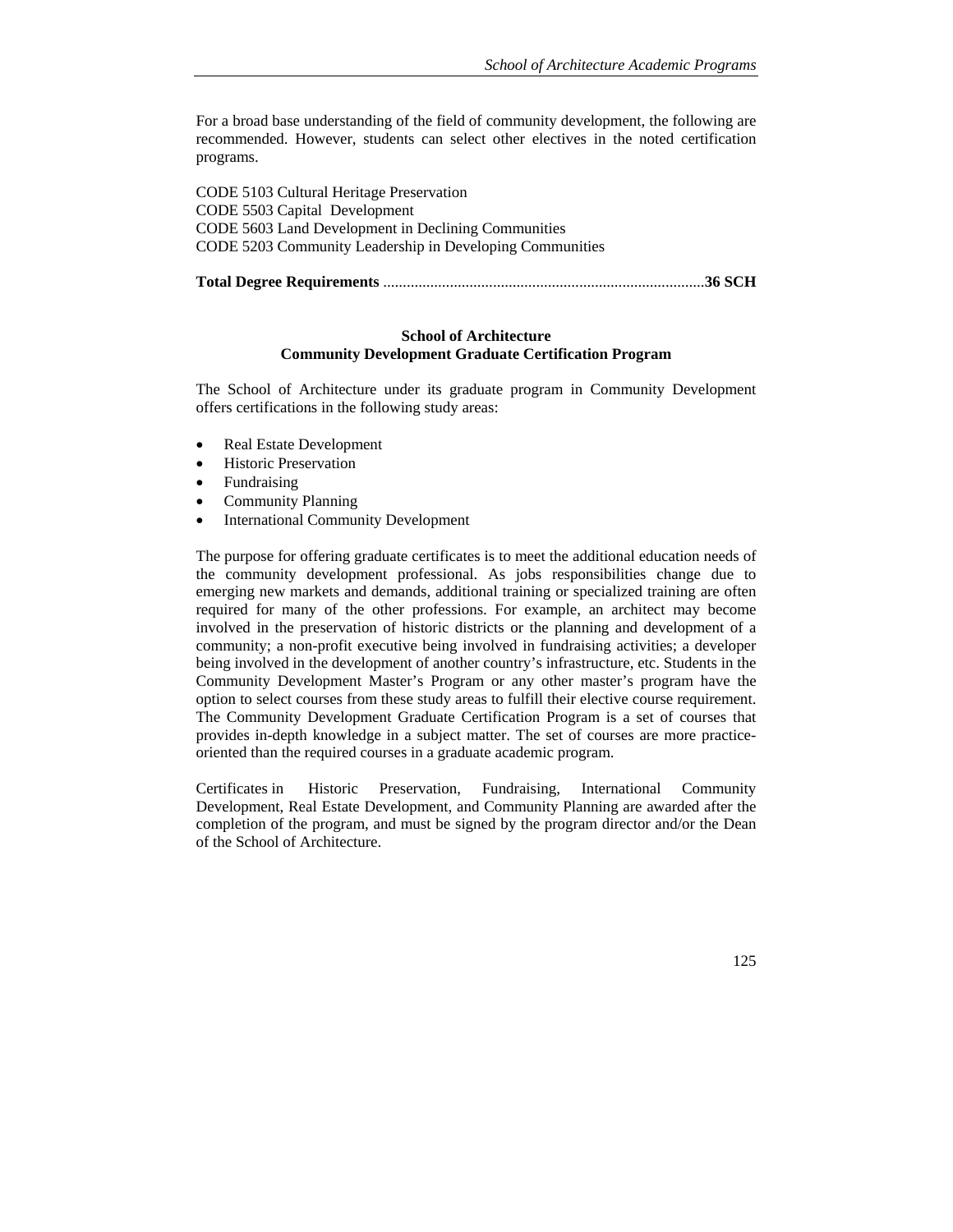For a broad base understanding of the field of community development, the following are recommended. However, students can select other electives in the noted certification programs.

CODE 5103 Cultural Heritage Preservation
CODE 5503 Capital Development
CODE 5603 Land Development in Declining Communities
CODE 5203 Community Leadership in Developing Communities

**Total Degree Requirements** ..................................................................................**36 SCH**

### School of Architecture
### Community Development Graduate Certification Program

The School of Architecture under its graduate program in Community Development offers certifications in the following study areas:

- Real Estate Development
- Historic Preservation
- Fundraising
- Community Planning
- International Community Development

The purpose for offering graduate certificates is to meet the additional education needs of the community development professional. As jobs responsibilities change due to emerging new markets and demands, additional training or specialized training are often required for many of the other professions. For example, an architect may become involved in the preservation of historic districts or the planning and development of a community; a non-profit executive being involved in fundraising activities; a developer being involved in the development of another country's infrastructure, etc. Students in the Community Development Master's Program or any other master's program have the option to select courses from these study areas to fulfill their elective course requirement. The Community Development Graduate Certification Program is a set of courses that provides in-depth knowledge in a subject matter. The set of courses are more practice-oriented than the required courses in a graduate academic program.

Certificates in Historic Preservation, Fundraising, International Community Development, Real Estate Development, and Community Planning are awarded after the completion of the program, and must be signed by the program director and/or the Dean of the School of Architecture.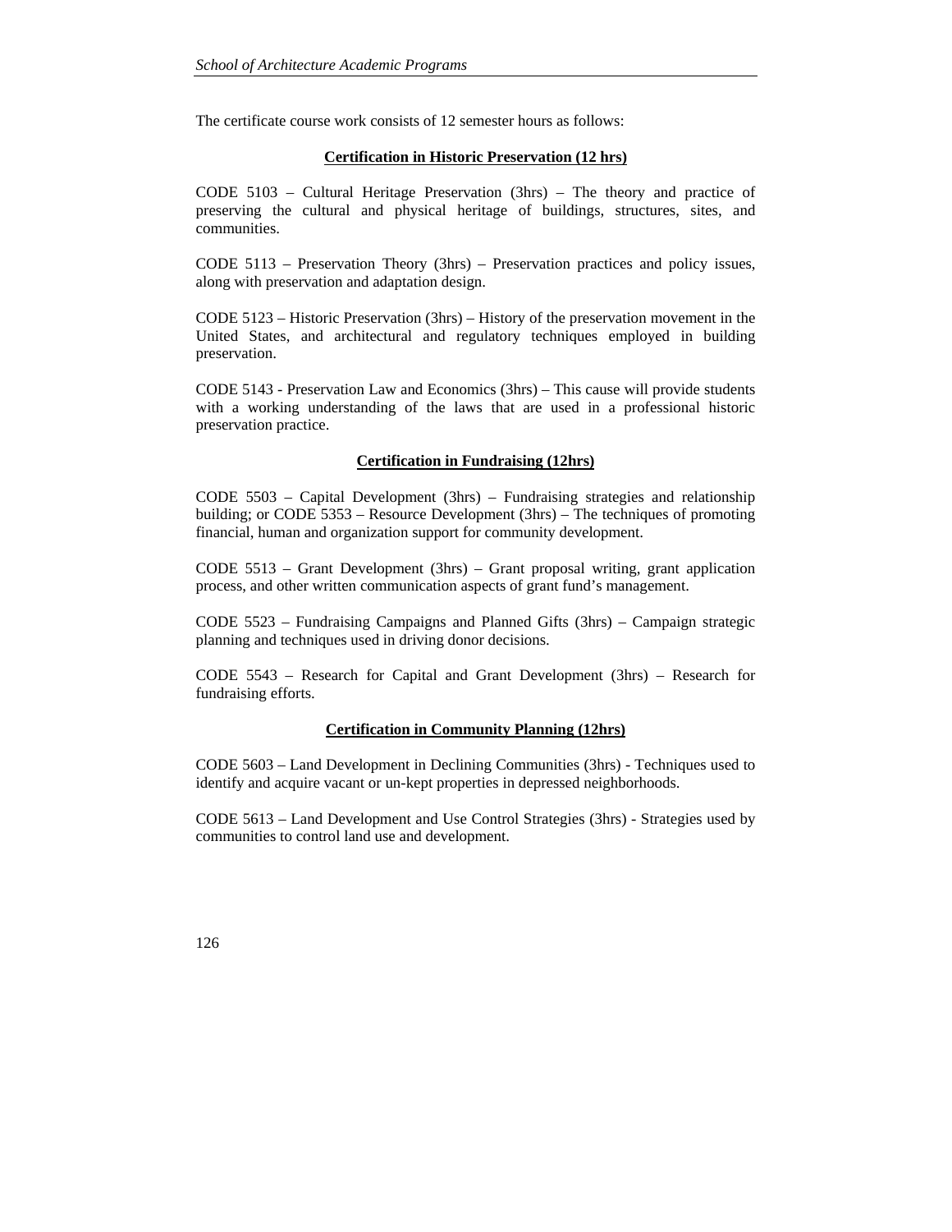The certificate course work consists of 12 semester hours as follows:

**Certification in Historic Preservation (12 hrs)**

CODE 5103 – Cultural Heritage Preservation (3hrs) – The theory and practice of preserving the cultural and physical heritage of buildings, structures, sites, and communities.

CODE 5113 – Preservation Theory (3hrs) – Preservation practices and policy issues, along with preservation and adaptation design.

CODE 5123 – Historic Preservation (3hrs) – History of the preservation movement in the United States, and architectural and regulatory techniques employed in building preservation.

CODE 5143 - Preservation Law and Economics (3hrs) – This cause will provide students with a working understanding of the laws that are used in a professional historic preservation practice.

**Certification in Fundraising (12hrs)**

CODE 5503 – Capital Development (3hrs) – Fundraising strategies and relationship building; or CODE 5353 – Resource Development (3hrs) – The techniques of promoting financial, human and organization support for community development.

CODE 5513 – Grant Development (3hrs) – Grant proposal writing, grant application process, and other written communication aspects of grant fund's management.

CODE 5523 – Fundraising Campaigns and Planned Gifts (3hrs) – Campaign strategic planning and techniques used in driving donor decisions.

CODE 5543 – Research for Capital and Grant Development (3hrs) – Research for fundraising efforts.

**Certification in Community Planning (12hrs)**

CODE 5603 – Land Development in Declining Communities (3hrs) - Techniques used to identify and acquire vacant or un-kept properties in depressed neighborhoods.

CODE 5613 – Land Development and Use Control Strategies (3hrs) - Strategies used by communities to control land use and development.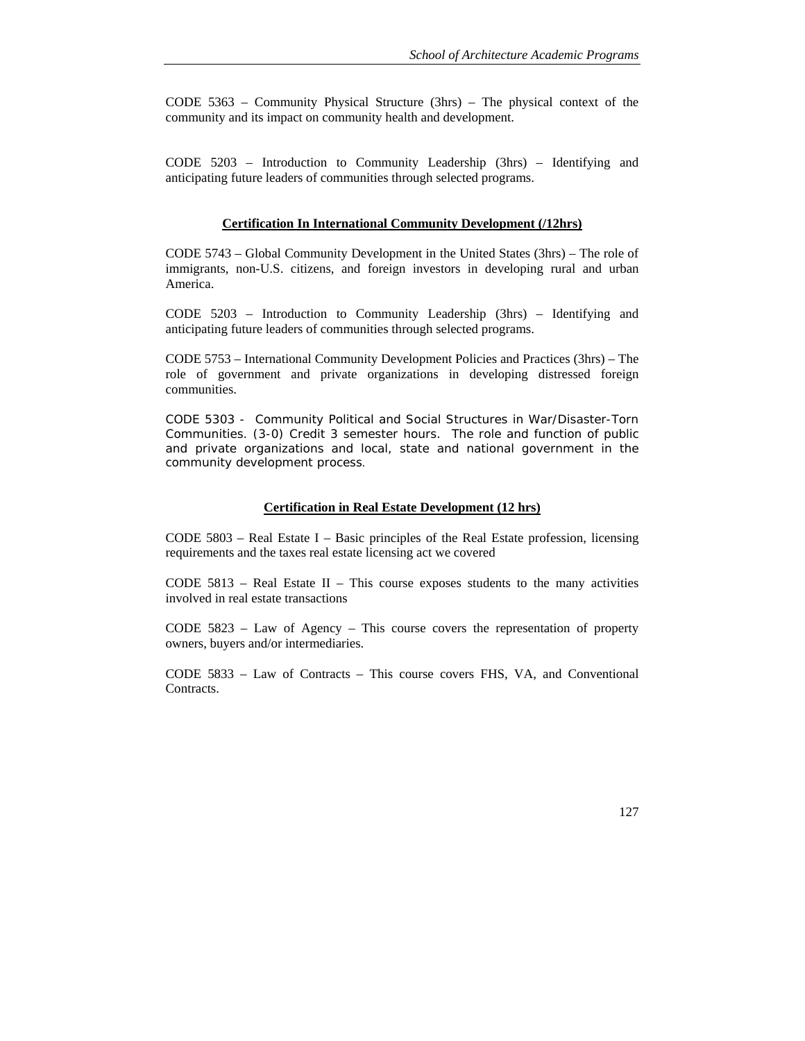CODE 5363 – Community Physical Structure (3hrs) – The physical context of the community and its impact on community health and development.

CODE 5203 – Introduction to Community Leadership (3hrs) – Identifying and anticipating future leaders of communities through selected programs.

### Certification In International Community Development (/12hrs)

CODE 5743 – Global Community Development in the United States (3hrs) – The role of immigrants, non-U.S. citizens, and foreign investors in developing rural and urban America.

CODE 5203 – Introduction to Community Leadership (3hrs) – Identifying and anticipating future leaders of communities through selected programs.

CODE 5753 – International Community Development Policies and Practices (3hrs) – The role of government and private organizations in developing distressed foreign communities.

CODE 5303 - Community Political and Social Structures in War/Disaster-Torn Communities. (3-0) Credit 3 semester hours. The role and function of public and private organizations and local, state and national government in the community development process.

### Certification in Real Estate Development (12 hrs)

CODE 5803 – Real Estate I – Basic principles of the Real Estate profession, licensing requirements and the taxes real estate licensing act we covered

CODE 5813 – Real Estate II – This course exposes students to the many activities involved in real estate transactions

CODE 5823 – Law of Agency – This course covers the representation of property owners, buyers and/or intermediaries.

CODE 5833 – Law of Contracts – This course covers FHS, VA, and Conventional Contracts.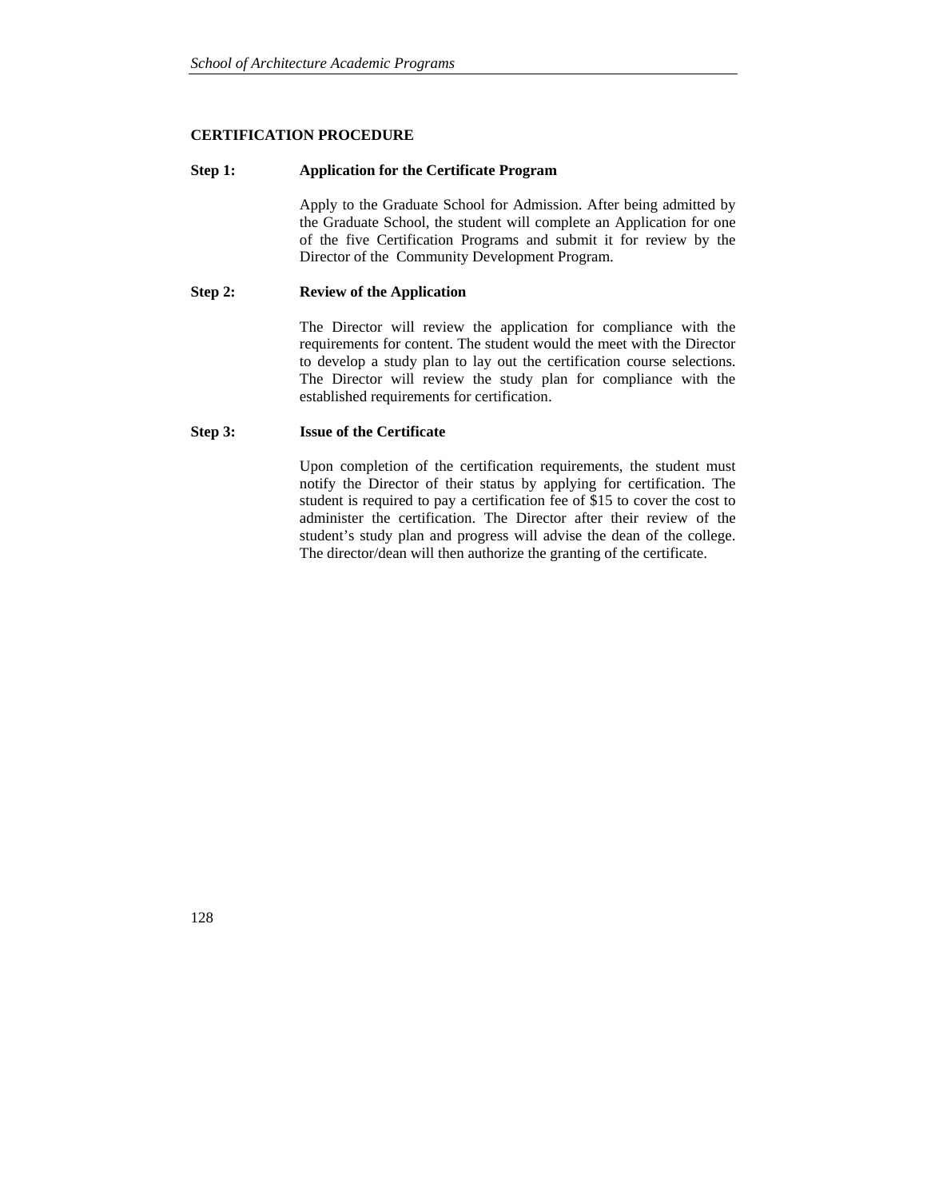## CERTIFICATION PROCEDURE

**Step 1: Application for the Certificate Program**

Apply to the Graduate School for Admission. After being admitted by the Graduate School, the student will complete an Application for one of the five Certification Programs and submit it for review by the Director of the Community Development Program.

**Step 2: Review of the Application**

The Director will review the application for compliance with the requirements for content. The student would the meet with the Director to develop a study plan to lay out the certification course selections. The Director will review the study plan for compliance with the established requirements for certification.

**Step 3: Issue of the Certificate**

Upon completion of the certification requirements, the student must notify the Director of their status by applying for certification. The student is required to pay a certification fee of $15 to cover the cost to administer the certification. The Director after their review of the student's study plan and progress will advise the dean of the college. The director/dean will then authorize the granting of the certificate.